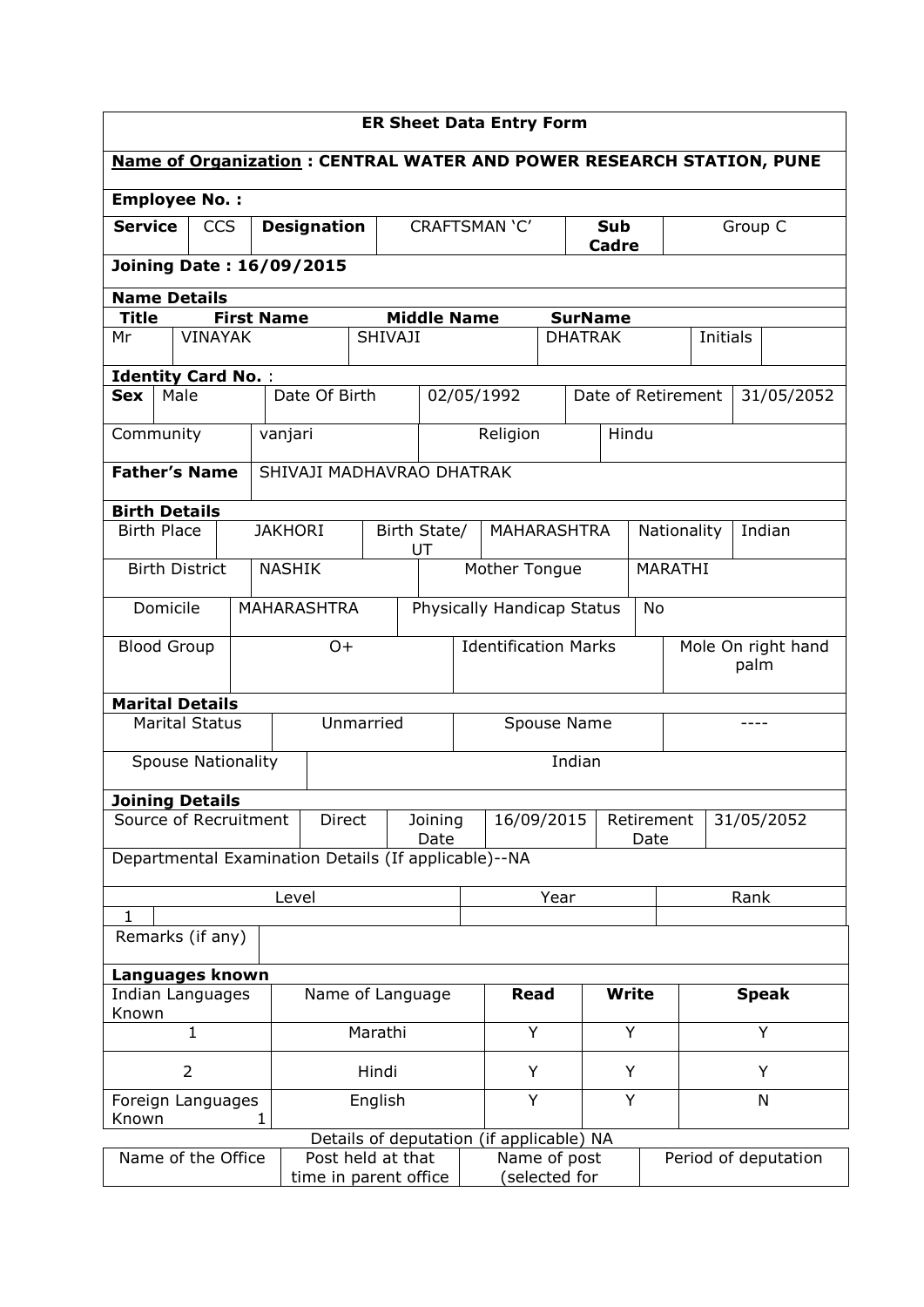# ER Sheet Data Entry Form

**Name of Organization : CENTRAL WATER AND POWER RESEARCH STATION, PUNE**

**Employee No. :**

| **Service** | CCS | **Designation** | CRAFTSMAN 'C' | **Sub Cadre** | Group C |
|---|---|---|---|---|---|

**Joining Date : 16/09/2015**

**Name Details**

| **Title** | **First Name** | **Middle Name** | **SurName** | | |
|---|---|---|---|---|---|
| Mr | VINAYAK | SHIVAJI | DHATRAK | Initials | |

**Identity Card No.** :

| **Sex** | Male | Date Of Birth | 02/05/1992 | Date of Retirement | 31/05/2052 |
|---|---|---|---|---|---|
| Community | vanjari | Religion | Hindu | | |
| **Father's Name** | SHIVAJI MADHAVRAO DHATRAK | | | | |

**Birth Details**

| Birth Place | JAKHORI | Birth State/ UT | MAHARASHTRA | Nationality | Indian |
|---|---|---|---|---|---|
| Birth District | NASHIK | Mother Tongue | MARATHI | | |
| Domicile | MAHARASHTRA | Physically Handicap Status | No | | |
| Blood Group | O+ | Identification Marks | Mole On right hand palm | | |

**Marital Details**

| Marital Status | Unmarried | Spouse Name | ---- |
|---|---|---|---|
| Spouse Nationality | Indian | | |

**Joining Details**

| Source of Recruitment | Direct | Joining Date | 16/09/2015 | Retirement Date | 31/05/2052 |
|---|---|---|---|---|---|

Departmental Examination Details (If applicable)--NA

| | Level | Year | Rank |
|---|---|---|---|
| 1 | | | |

| Remarks (if any) | |
|---|---|

**Languages known**

| Indian Languages Known | Name of Language | **Read** | **Write** | **Speak** |
|---|---|---|---|---|
| 1 | Marathi | Y | Y | Y |
| 2 | Hindi | Y | Y | Y |
| Foreign Languages Known 1 | English | Y | Y | N |

Details of deputation (if applicable) NA

| Name of the Office | Post held at that time in parent office | Name of post (selected for | Period of deputation |
|---|---|---|---|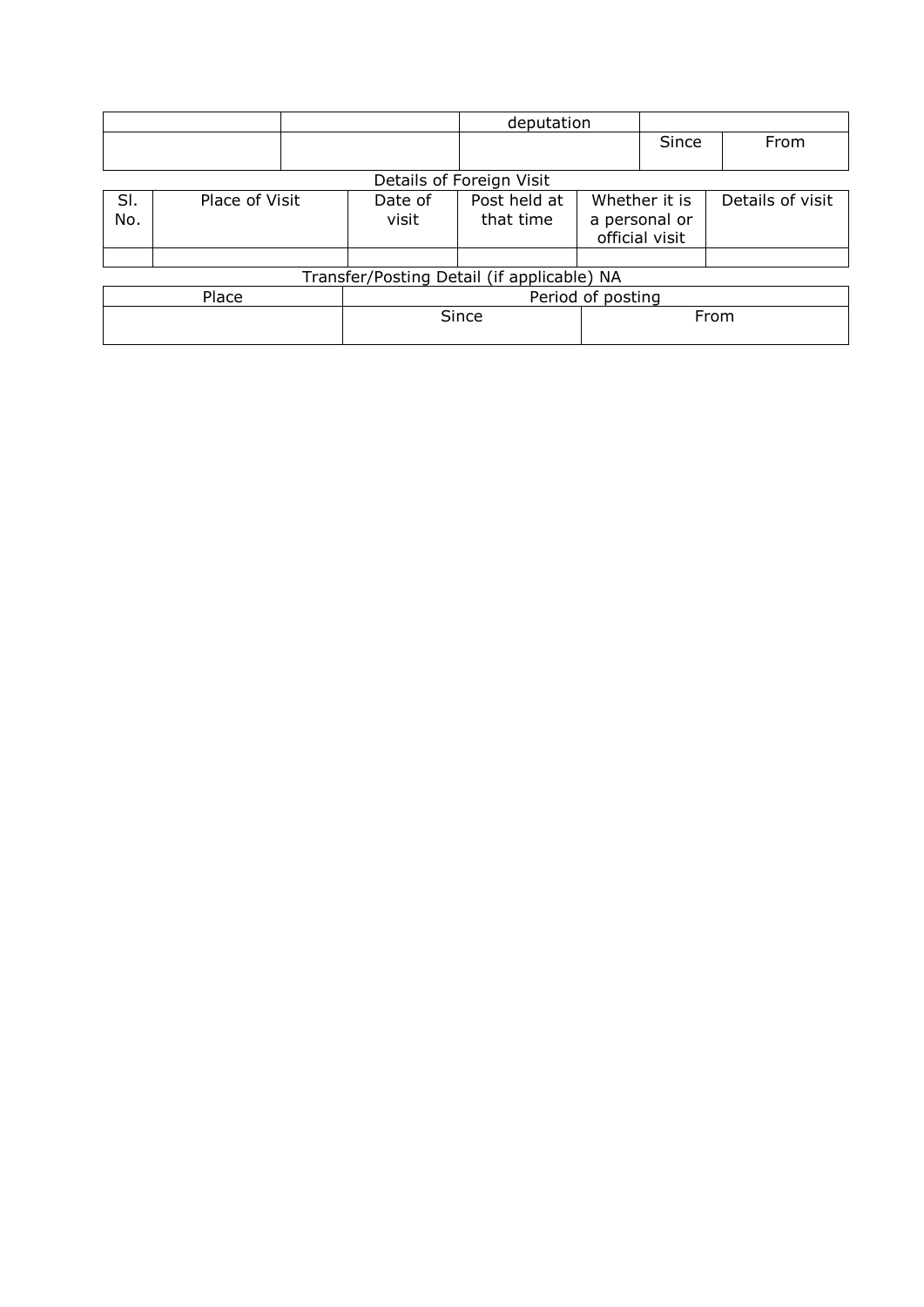| | | deputation | | |
|---|---|---|---|---|
| | | | Since | From |

Details of Foreign Visit

| Sl. No. | Place of Visit | Date of visit | Post held at that time | Whether it is a personal or official visit | Details of visit |
|---|---|---|---|---|---|
| | | | | | |

Transfer/Posting Detail (if applicable) NA

| Place | Period of posting | |
|---|---|---|
| | Since | From |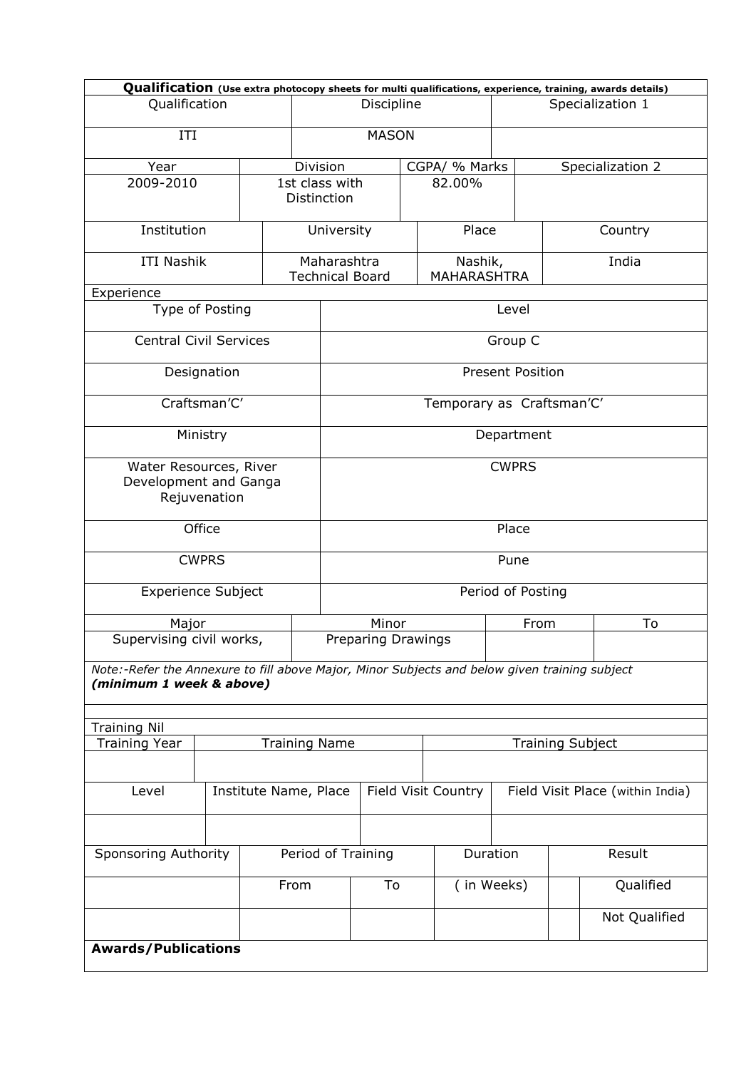**Qualification** **(Use extra photocopy sheets for multi qualifications, experience, training, awards details)**

| Qualification | Discipline | Specialization 1 |
|---|---|---|
| ITI | MASON | |

| Year | Division | CGPA/ % Marks | Specialization 2 |
|---|---|---|---|
| 2009-2010 | 1st class with Distinction | 82.00% | |

| Institution | University | Place | Country |
|---|---|---|---|
| ITI Nashik | Maharashtra Technical Board | Nashik, MAHARASHTRA | India |

Experience

| Type of Posting | Level |
|---|---|
| Central Civil Services | Group C |
| Designation | Present Position |
| Craftsman'C' | Temporary as Craftsman'C' |
| Ministry | Department |
| Water Resources, River Development and Ganga Rejuvenation | CWPRS |
| Office | Place |
| CWPRS | Pune |
| Experience Subject | Period of Posting |

| Major | Minor | From | To |
|---|---|---|---|
| Supervising civil works, | Preparing Drawings | | |

*Note:-Refer the Annexure to fill above Major, Minor Subjects and below given training subject* ***(minimum 1 week & above)***

Training Nil

| Training Year | Training Name | Training Subject |
|---|---|---|
| | | |

| Level | Institute Name, Place | Field Visit Country | Field Visit Place (within India) |
|---|---|---|---|
| | | | |

| Sponsoring Authority | Period of Training | | Duration | Result | |
|---|---|---|---|---|---|
| | From | To | ( in Weeks) | | Qualified |
| | | | | | Not Qualified |

**Awards/Publications**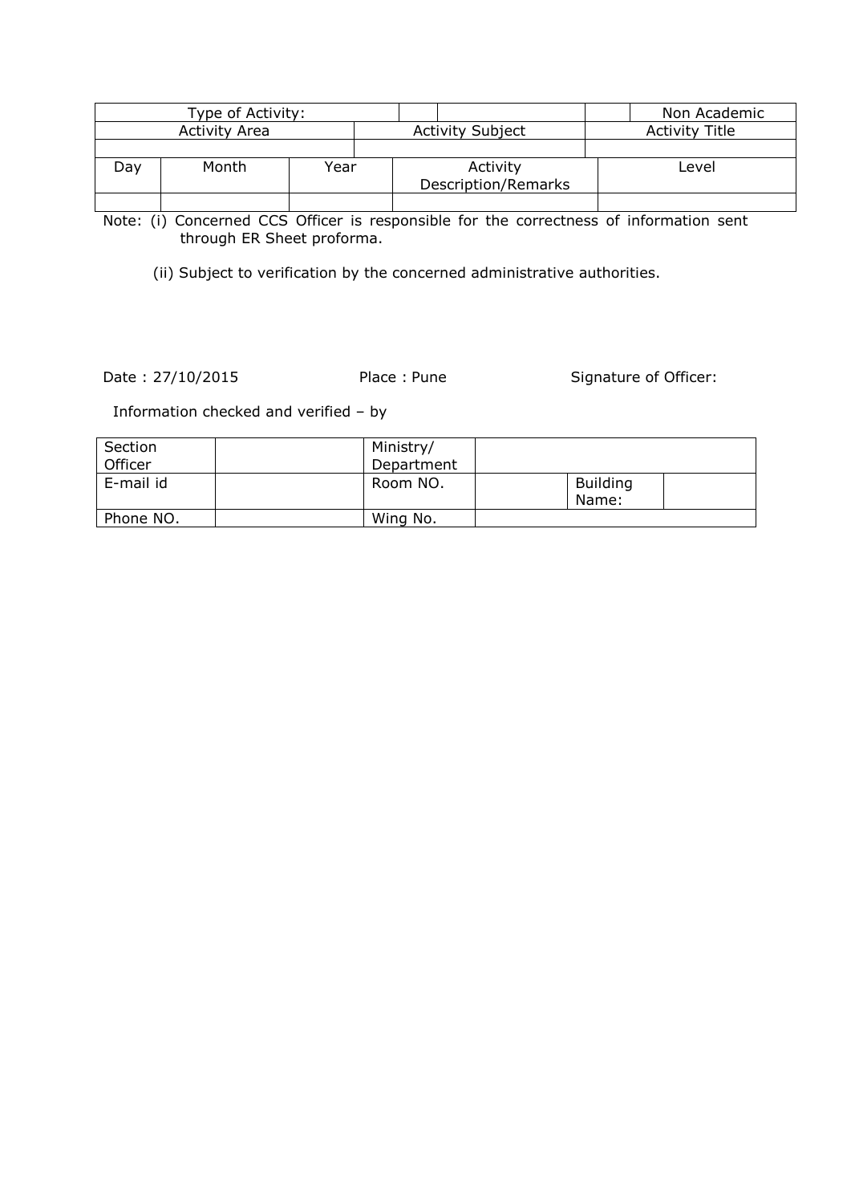| Type of Activity: | | | | | | Non Academic |
|---|---|---|---|---|---|---|
| Activity Area | | Activity Subject | | | Activity Title | |
| | | | | | | |
| Day | Month | Year | Activity Description/Remarks | | Level | |
| | | | | | | |

Note: (i) Concerned CCS Officer is responsible for the correctness of information sent through ER Sheet proforma.

(ii) Subject to verification by the concerned administrative authorities.

Date : 27/10/2015 Place : Pune Signature of Officer:

Information checked and verified – by

| | | | | | |
|---|---|---|---|---|---|
| Section Officer | | Ministry/ Department | | | |
| E-mail id | | Room NO. | | Building Name: | |
| Phone NO. | | Wing No. | | | |